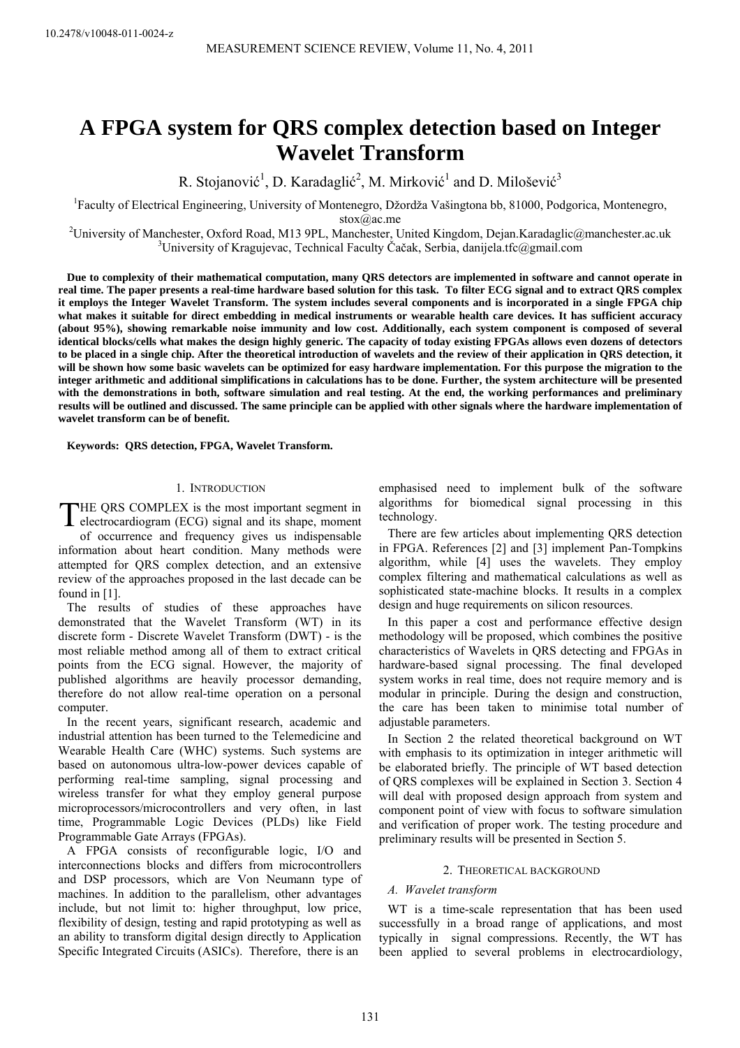# A FPGA system for QRS complex detection based on Integer Wavelet Transform

R. Stojanović[1], D. Karadaglić[2], M. Mirković[1] and D. Milošević[3]

[1]Faculty of Electrical Engineering, University of Montenegro, Džordža Vašingtona bb, 81000, Podgorica, Montenegro, stox@ac.me

[2]University of Manchester, Oxford Road, M13 9PL, Manchester, United Kingdom, Dejan.Karadaglic@manchester.ac.uk

[3]University of Kragujevac, Technical Faculty Čačak, Serbia, danijela.tfc@gmail.com

**Due to complexity of their mathematical computation, many QRS detectors are implemented in software and cannot operate in real time. The paper presents a real-time hardware based solution for this task. To filter ECG signal and to extract QRS complex it employs the Integer Wavelet Transform. The system includes several components and is incorporated in a single FPGA chip what makes it suitable for direct embedding in medical instruments or wearable health care devices. It has sufficient accuracy (about 95%), showing remarkable noise immunity and low cost. Additionally, each system component is composed of several identical blocks/cells what makes the design highly generic. The capacity of today existing FPGAs allows even dozens of detectors to be placed in a single chip. After the theoretical introduction of wavelets and the review of their application in QRS detection, it will be shown how some basic wavelets can be optimized for easy hardware implementation. For this purpose the migration to the integer arithmetic and additional simplifications in calculations has to be done. Further, the system architecture will be presented with the demonstrations in both, software simulation and real testing. At the end, the working performances and preliminary results will be outlined and discussed. The same principle can be applied with other signals where the hardware implementation of wavelet transform can be of benefit.**

**Keywords: QRS detection, FPGA, Wavelet Transform.**

## 1. Introduction

THE QRS COMPLEX is the most important segment in electrocardiogram (ECG) signal and its shape, moment of occurrence and frequency gives us indispensable information about heart condition. Many methods were attempted for QRS complex detection, and an extensive review of the approaches proposed in the last decade can be found in [1].

The results of studies of these approaches have demonstrated that the Wavelet Transform (WT) in its discrete form - Discrete Wavelet Transform (DWT) - is the most reliable method among all of them to extract critical points from the ECG signal. However, the majority of published algorithms are heavily processor demanding, therefore do not allow real-time operation on a personal computer.

In the recent years, significant research, academic and industrial attention has been turned to the Telemedicine and Wearable Health Care (WHC) systems. Such systems are based on autonomous ultra-low-power devices capable of performing real-time sampling, signal processing and wireless transfer for what they employ general purpose microprocessors/microcontrollers and very often, in last time, Programmable Logic Devices (PLDs) like Field Programmable Gate Arrays (FPGAs).

A FPGA consists of reconfigurable logic, I/O and interconnections blocks and differs from microcontrollers and DSP processors, which are Von Neumann type of machines. In addition to the parallelism, other advantages include, but not limit to: higher throughput, low price, flexibility of design, testing and rapid prototyping as well as an ability to transform digital design directly to Application Specific Integrated Circuits (ASICs). Therefore, there is an emphasised need to implement bulk of the software algorithms for biomedical signal processing in this technology.

There are few articles about implementing QRS detection in FPGA. References [2] and [3] implement Pan-Tompkins algorithm, while [4] uses the wavelets. They employ complex filtering and mathematical calculations as well as sophisticated state-machine blocks. It results in a complex design and huge requirements on silicon resources.

In this paper a cost and performance effective design methodology will be proposed, which combines the positive characteristics of Wavelets in QRS detecting and FPGAs in hardware-based signal processing. The final developed system works in real time, does not require memory and is modular in principle. During the design and construction, the care has been taken to minimise total number of adjustable parameters.

In Section 2 the related theoretical background on WT with emphasis to its optimization in integer arithmetic will be elaborated briefly. The principle of WT based detection of QRS complexes will be explained in Section 3. Section 4 will deal with proposed design approach from system and component point of view with focus to software simulation and verification of proper work. The testing procedure and preliminary results will be presented in Section 5.

## 2. Theoretical background

### A. Wavelet transform

WT is a time-scale representation that has been used successfully in a broad range of applications, and most typically in signal compressions. Recently, the WT has been applied to several problems in electrocardiology,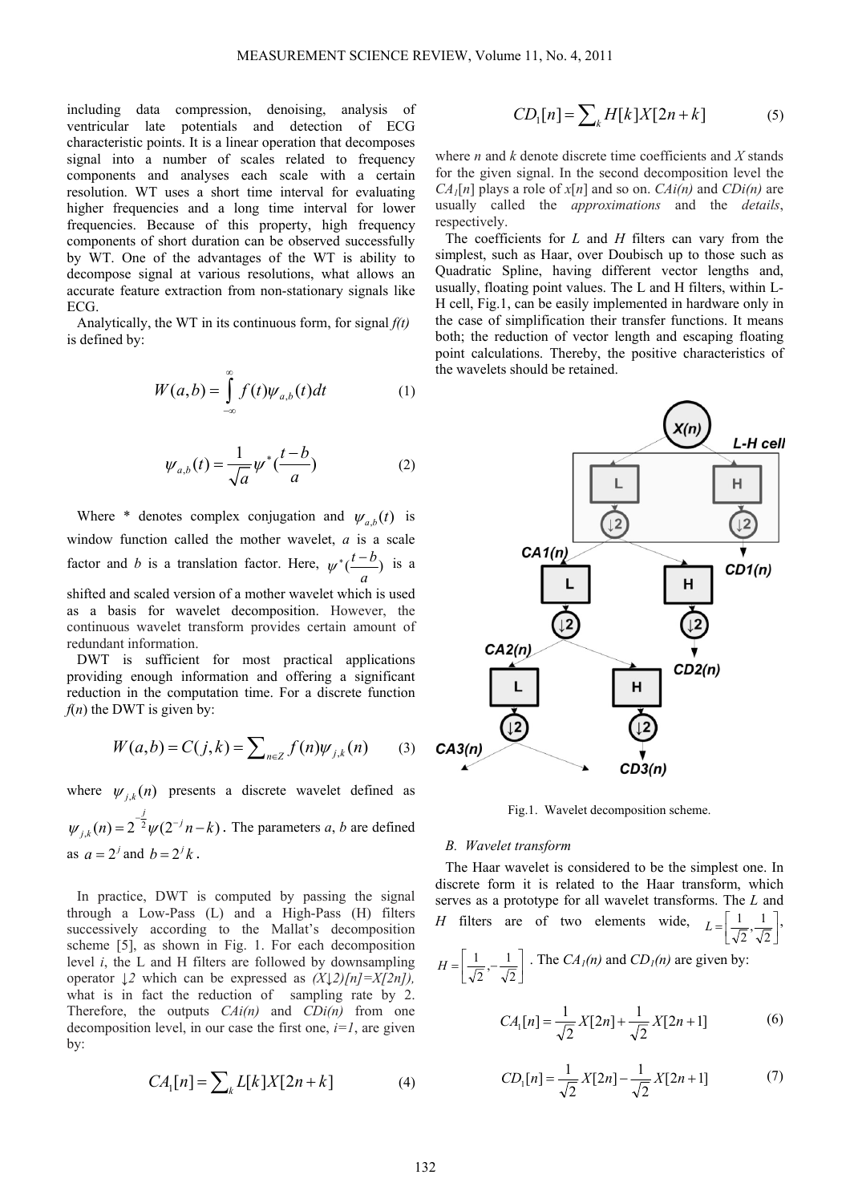including data compression, denoising, analysis of ventricular late potentials and detection of ECG characteristic points. It is a linear operation that decomposes signal into a number of scales related to frequency components and analyses each scale with a certain resolution. WT uses a short time interval for evaluating higher frequencies and a long time interval for lower frequencies. Because of this property, high frequency components of short duration can be observed successfully by WT. One of the advantages of the WT is ability to decompose signal at various resolutions, what allows an accurate feature extraction from non-stationary signals like ECG.

Analytically, the WT in its continuous form, for signal $f(t)$ is defined by:

$$W(a,b) = \int_{-\infty}^{\infty} f(t)\psi_{a,b}(t)dt \tag{1}$$

$$\psi_{a,b}(t) = \frac{1}{\sqrt{a}}\psi^{*}\left(\frac{t-b}{a}\right) \tag{2}$$

Where * denotes complex conjugation and $\psi_{a,b}(t)$ is window function called the mother wavelet, $a$ is a scale factor and $b$ is a translation factor. Here, $\psi^{*}(\frac{t-b}{a})$ is a shifted and scaled version of a mother wavelet which is used as a basis for wavelet decomposition. However, the continuous wavelet transform provides certain amount of redundant information.

DWT is sufficient for most practical applications providing enough information and offering a significant reduction in the computation time. For a discrete function $f(n)$ the DWT is given by:

$$W(a,b) = C(j,k) = \sum_{n \in Z} f(n)\psi_{j,k}(n) \tag{3}$$

where $\psi_{j,k}(n)$ presents a discrete wavelet defined as $\psi_{j,k}(n) = 2^{-\frac{j}{2}}\psi(2^{-j}n - k)$. The parameters $a$, $b$ are defined as $a = 2^{j}$ and $b = 2^{j}k$.

In practice, DWT is computed by passing the signal through a Low-Pass (L) and a High-Pass (H) filters successively according to the Mallat's decomposition scheme [5], as shown in Fig. 1. For each decomposition level $i$, the L and H filters are followed by downsampling operator ↓2 which can be expressed as $(X{\downarrow}2)[n]=X[2n]$), what is in fact the reduction of sampling rate by 2. Therefore, the outputs $CAi(n)$ and $CDi(n)$ from one decomposition level, in our case the first one, $i=1$, are given by:

$$CA_1[n] = \sum_{k} L[k]X[2n+k] \tag{4}$$

$$CD_1[n] = \sum_{k} H[k]X[2n+k] \tag{5}$$

where $n$ and $k$ denote discrete time coefficients and $X$ stands for the given signal. In the second decomposition level the $CA_1[n]$ plays a role of $x[n]$ and so on. $CAi(n)$ and $CDi(n)$ are usually called the *approximations* and the *details*, respectively.

The coefficients for $L$ and $H$ filters can vary from the simplest, such as Haar, over Doubisch up to those such as Quadratic Spline, having different vector lengths and, usually, floating point values. The L and H filters, within L-H cell, Fig.1, can be easily implemented in hardware only in the case of simplification their transfer functions. It means both; the reduction of vector length and escaping floating point calculations. Thereby, the positive characteristics of the wavelets should be retained.

Fig.1. Wavelet decomposition scheme.

*B. Wavelet transform*

The Haar wavelet is considered to be the simplest one. In discrete form it is related to the Haar transform, which serves as a prototype for all wavelet transforms. The $L$ and $H$ filters are of two elements wide, $L = \left[\frac{1}{\sqrt{2}}, \frac{1}{\sqrt{2}}\right]$, $H = \left[\frac{1}{\sqrt{2}}, -\frac{1}{\sqrt{2}}\right]$. The $CA_1(n)$ and $CD_1(n)$ are given by:

$$CA_1[n] = \frac{1}{\sqrt{2}}X[2n] + \frac{1}{\sqrt{2}}X[2n+1] \tag{6}$$

$$CD_1[n] = \frac{1}{\sqrt{2}}X[2n] - \frac{1}{\sqrt{2}}X[2n+1] \tag{7}$$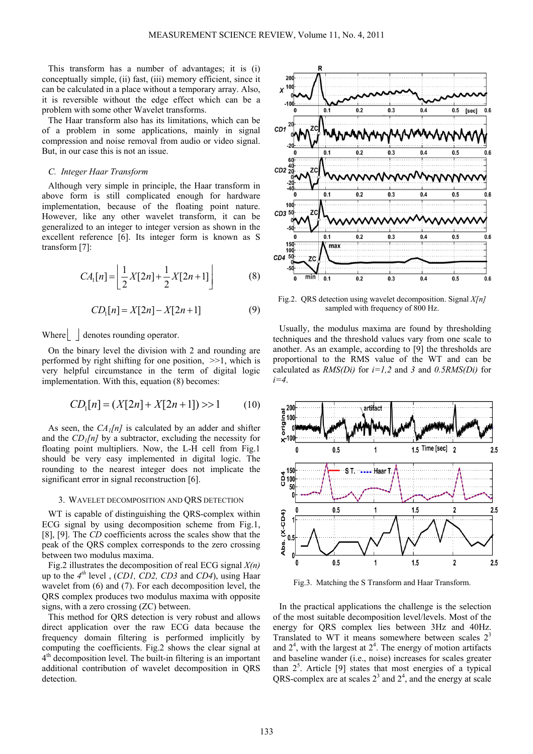This transform has a number of advantages; it is (i) conceptually simple, (ii) fast, (iii) memory efficient, since it can be calculated in a place without a temporary array. Also, it is reversible without the edge effect which can be a problem with some other Wavelet transforms.

The Haar transform also has its limitations, which can be of a problem in some applications, mainly in signal compression and noise removal from audio or video signal. But, in our case this is not an issue.

### C. Integer Haar Transform

Although very simple in principle, the Haar transform in above form is still complicated enough for hardware implementation, because of the floating point nature. However, like any other wavelet transform, it can be generalized to an integer version as shown in the excellent reference [6]. Its integer form is known as S transform [7]:

$$CA_1[n] = \left\lfloor \frac{1}{2}X[2n] + \frac{1}{2}X[2n+1] \right\rfloor \tag{8}$$

$$CD_1[n] = X[2n] - X[2n+1] \tag{9}$$

Where $\lfloor \ \rfloor$ denotes rounding operator.

On the binary level the division with 2 and rounding are performed by right shifting for one position, >>1, which is very helpful circumstance in the term of digital logic implementation. With this, equation (8) becomes:

$$CD_1[n] = (X[2n] + X[2n+1]) >> 1 \tag{10}$$

As seen, the $CA_1[n]$ is calculated by an adder and shifter and the $CD_1[n]$ by a subtractor, excluding the necessity for floating point multipliers. Now, the L-H cell from Fig.1 should be very easy implemented in digital logic. The rounding to the nearest integer does not implicate the significant error in signal reconstruction [6].

## 3. Wavelet decomposition and QRS detection

WT is capable of distinguishing the QRS-complex within ECG signal by using decomposition scheme from Fig.1, [8], [9]. The *CD* coefficients across the scales show that the peak of the QRS complex corresponds to the zero crossing between two modulus maxima.

Fig.2 illustrates the decomposition of real ECG signal *X(n)* up to the 4th level , (*CD1, CD2, CD3* and *CD4*), using Haar wavelet from (6) and (7). For each decomposition level, the QRS complex produces two modulus maxima with opposite signs, with a zero crossing (ZC) between.

This method for QRS detection is very robust and allows direct application over the raw ECG data because the frequency domain filtering is performed implicitly by computing the coefficients. Fig.2 shows the clear signal at 4th decomposition level. The built-in filtering is an important additional contribution of wavelet decomposition in QRS detection.

Fig.2. QRS detection using wavelet decomposition. Signal *X[n]* sampled with frequency of 800 Hz.

Usually, the modulus maxima are found by thresholding techniques and the threshold values vary from one scale to another. As an example, according to [9] the thresholds are proportional to the RMS value of the WT and can be calculated as *RMS(Di)* for $i=1,2$ and $3$ and *0.5RMS(Di)* for $i=4$.

Fig.3. Matching the S Transform and Haar Transform.

In the practical applications the challenge is the selection of the most suitable decomposition level/levels. Most of the energy for QRS complex lies between 3Hz and 40Hz. Translated to WT it means somewhere between scales $2^3$ and $2^4$, with the largest at $2^4$. The energy of motion artifacts and baseline wander (i.e., noise) increases for scales greater than $2^5$. Article [9] states that most energies of a typical QRS-complex are at scales $2^3$ and $2^4$, and the energy at scale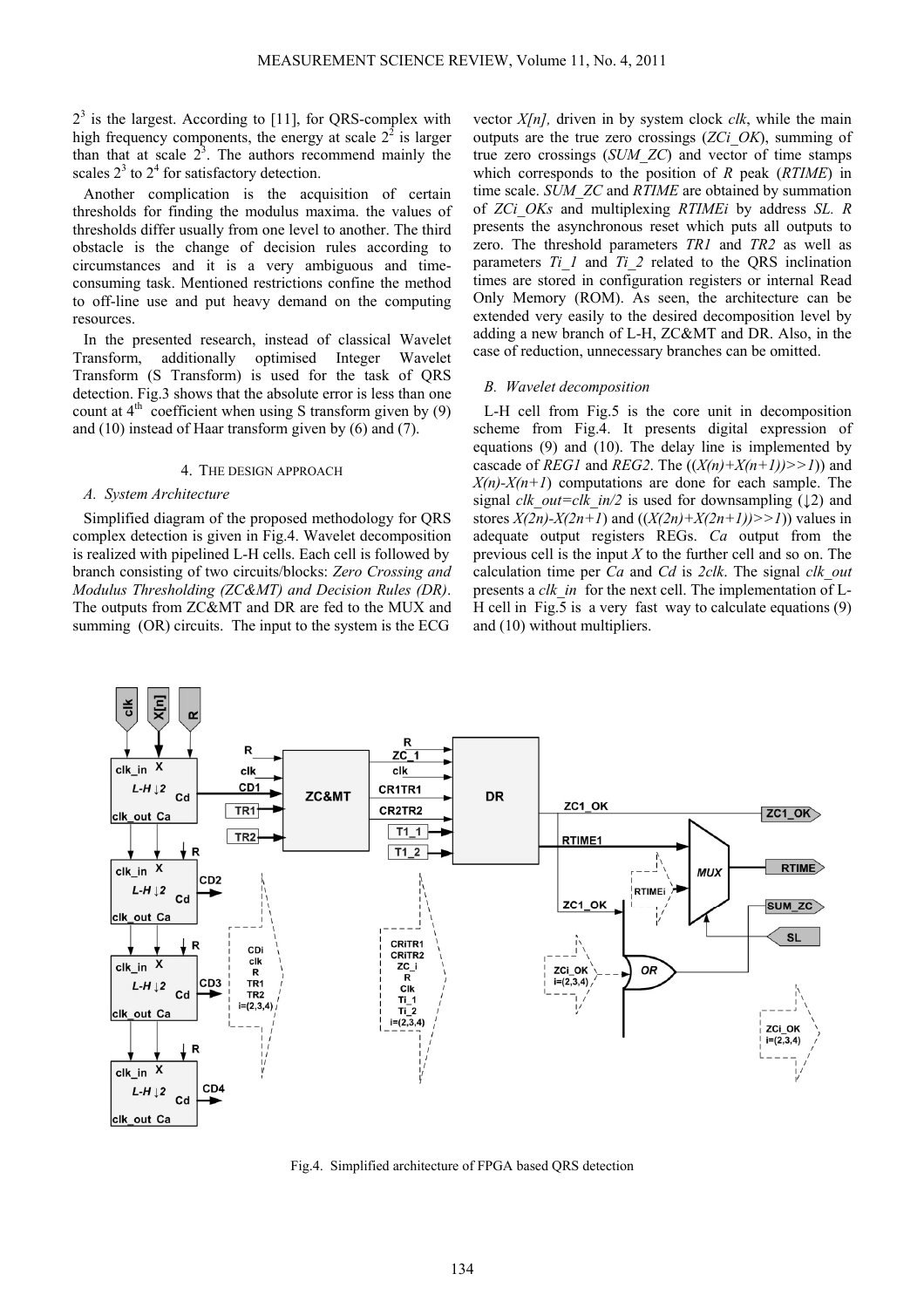$2^3$ is the largest. According to [11], for QRS-complex with high frequency components, the energy at scale $2^2$ is larger than that at scale $2^3$. The authors recommend mainly the scales $2^3$ to $2^4$ for satisfactory detection.

Another complication is the acquisition of certain thresholds for finding the modulus maxima. the values of thresholds differ usually from one level to another. The third obstacle is the change of decision rules according to circumstances and it is a very ambiguous and time-consuming task. Mentioned restrictions confine the method to off-line use and put heavy demand on the computing resources.

In the presented research, instead of classical Wavelet Transform, additionally optimised Integer Wavelet Transform (S Transform) is used for the task of QRS detection. Fig.3 shows that the absolute error is less than one count at 4[th] coefficient when using S transform given by (9) and (10) instead of Haar transform given by (6) and (7).

## 4. THE DESIGN APPROACH

### *A. System Architecture*

Simplified diagram of the proposed methodology for QRS complex detection is given in Fig.4. Wavelet decomposition is realized with pipelined L-H cells. Each cell is followed by branch consisting of two circuits/blocks: *Zero Crossing and Modulus Thresholding (ZC&MT) and Decision Rules (DR)*. The outputs from ZC&MT and DR are fed to the MUX and summing (OR) circuits. The input to the system is the ECG vector *X[n]*, driven in by system clock *clk*, while the main outputs are the true zero crossings (*ZCi_OK*), summing of true zero crossings (*SUM_ZC*) and vector of time stamps which corresponds to the position of *R* peak (*RTIME*) in time scale. *SUM_ZC* and *RTIME* are obtained by summation of *ZCi_OKs* and multiplexing *RTIMEi* by address *SL*. *R* presents the asynchronous reset which puts all outputs to zero. The threshold parameters *TR1* and *TR2* as well as parameters *Ti_1* and *Ti_2* related to the QRS inclination times are stored in configuration registers or internal Read Only Memory (ROM). As seen, the architecture can be extended very easily to the desired decomposition level by adding a new branch of L-H, ZC&MT and DR. Also, in the case of reduction, unnecessary branches can be omitted.

### *B. Wavelet decomposition*

L-H cell from Fig.5 is the core unit in decomposition scheme from Fig.4. It presents digital expression of equations (9) and (10). The delay line is implemented by cascade of *REG1* and *REG2*. The (($X(n)+X(n+1))>>1$)) and $X(n)-X(n+1)$ computations are done for each sample. The signal *clk_out=clk_in/2* is used for downsampling (↓2) and stores $X(2n)-X(2n+1)$ and (($X(2n)+X(2n+1))>>1$)) values in adequate output registers REGs. *Ca* output from the previous cell is the input *X* to the further cell and so on. The calculation time per *Ca* and *Cd* is *2clk*. The signal *clk_out* presents a *clk_in* for the next cell. The implementation of L-H cell in Fig.5 is a very fast way to calculate equations (9) and (10) without multipliers.

Fig.4. Simplified architecture of FPGA based QRS detection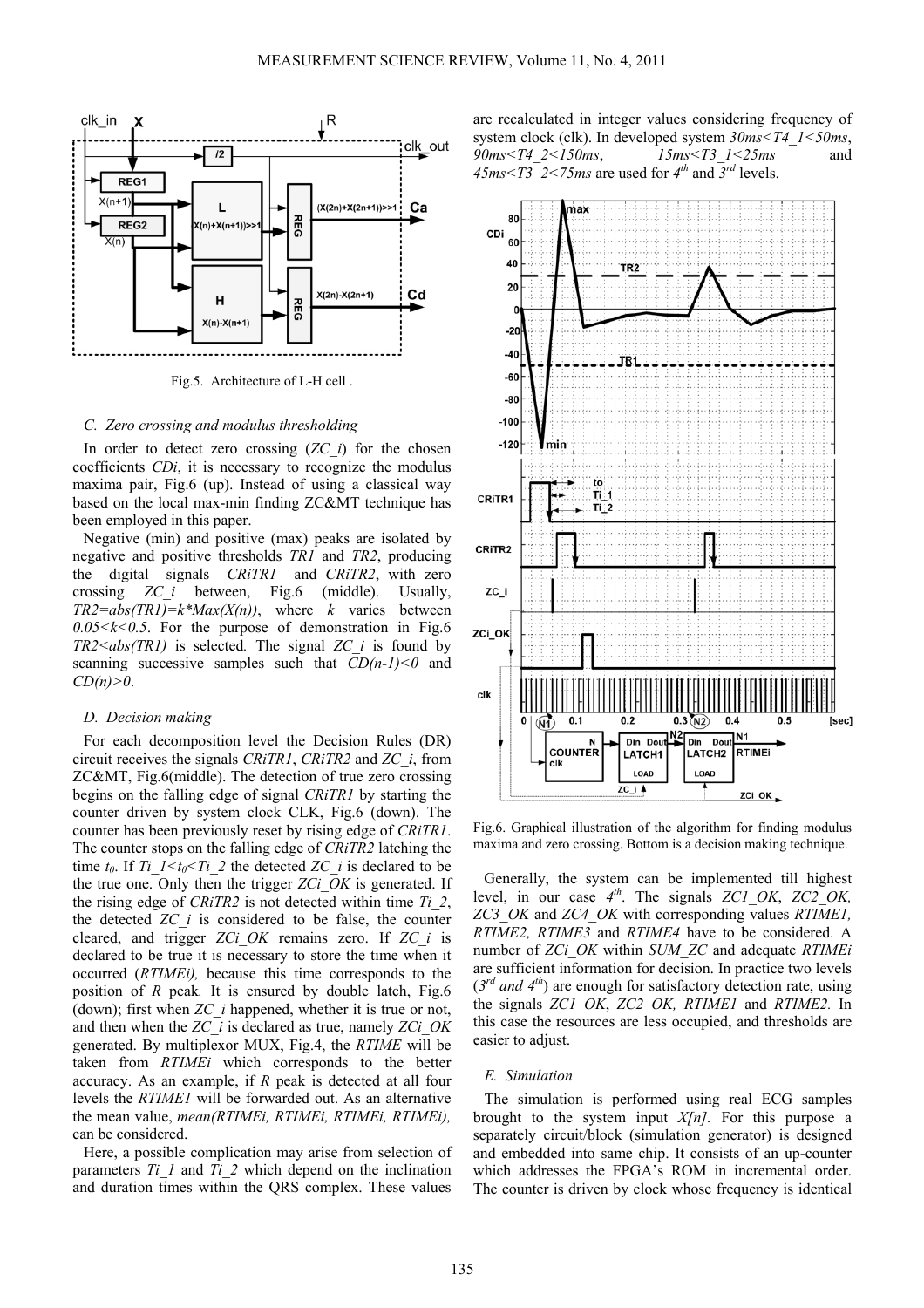Fig.5. Architecture of L-H cell .

### C. Zero crossing and modulus thresholding

In order to detect zero crossing ($ZC\_i$) for the chosen coefficients $CDi$, it is necessary to recognize the modulus maxima pair, Fig.6 (up). Instead of using a classical way based on the local max-min finding ZC&MT technique has been employed in this paper.

Negative (min) and positive (max) peaks are isolated by negative and positive thresholds *TR1* and *TR2*, producing the digital signals *CRiTR1* and *CRiTR2*, with zero crossing $ZC\_i$ between, Fig.6 (middle). Usually, $TR2=abs(TR1)=k*Max(X(n))$, where $k$ varies between $0.05<k<0.5$. For the purpose of demonstration in Fig.6 $TR2<abs(TR1)$ is selected. The signal $ZC\_i$ is found by scanning successive samples such that $CD(n-1)<0$ and $CD(n)>0$.

### D. Decision making

For each decomposition level the Decision Rules (DR) circuit receives the signals *CRiTR1*, *CRiTR2* and $ZC\_i$, from ZC&MT, Fig.6(middle). The detection of true zero crossing begins on the falling edge of signal *CRiTR1* by starting the counter driven by system clock CLK, Fig.6 (down). The counter has been previously reset by rising edge of *CRiTR1*. The counter stops on the falling edge of *CRiTR2* latching the time $t_0$. If $Ti\_1<t_0<Ti\_2$ the detected $ZC\_i$ is declared to be the true one. Only then the trigger $ZCi\_OK$ is generated. If the rising edge of *CRiTR2* is not detected within time $Ti\_2$, the detected $ZC\_i$ is considered to be false, the counter cleared, and trigger $ZCi\_OK$ remains zero. If $ZC\_i$ is declared to be true it is necessary to store the time when it occurred (*RTIMEi*), because this time corresponds to the position of *R* peak. It is ensured by double latch, Fig.6 (down); first when $ZC\_i$ happened, whether it is true or not, and then when the $ZC\_i$ is declared as true, namely $ZCi\_OK$ generated. By multiplexor MUX, Fig.4, the *RTIME* will be taken from *RTIMEi* which corresponds to the better accuracy. As an example, if *R* peak is detected at all four levels the *RTIME1* will be forwarded out. As an alternative the mean value, *mean(RTIMEi, RTIMEi, RTIMEi, RTIMEi)*, can be considered.

Here, a possible complication may arise from selection of parameters $Ti\_1$ and $Ti\_2$ which depend on the inclination and duration times within the QRS complex. These values are recalculated in integer values considering frequency of system clock (clk). In developed system $30ms<T4\_1<50ms$, $90ms<T4\_2<150ms$, $15ms<T3\_1<25ms$ and $45ms<T3\_2<75ms$ are used for 4[th] and 3[rd] levels.

Fig.6. Graphical illustration of the algorithm for finding modulus maxima and zero crossing. Bottom is a decision making technique.

Generally, the system can be implemented till highest level, in our case 4[th]. The signals *ZC1_OK*, *ZC2_OK, ZC3_OK* and *ZC4_OK* with corresponding values *RTIME1, RTIME2, RTIME3* and *RTIME4* have to be considered. A number of $ZCi\_OK$ within $SUM\_ZC$ and adequate *RTIMEi* are sufficient information for decision. In practice two levels (3[rd] *and* 4[th]) are enough for satisfactory detection rate, using the signals *ZC1_OK*, *ZC2_OK, RTIME1* and *RTIME2.* In this case the resources are less occupied, and thresholds are easier to adjust.

### E. Simulation

The simulation is performed using real ECG samples brought to the system input *X[n]*. For this purpose a separately circuit/block (simulation generator) is designed and embedded into same chip. It consists of an up-counter which addresses the FPGA's ROM in incremental order. The counter is driven by clock whose frequency is identical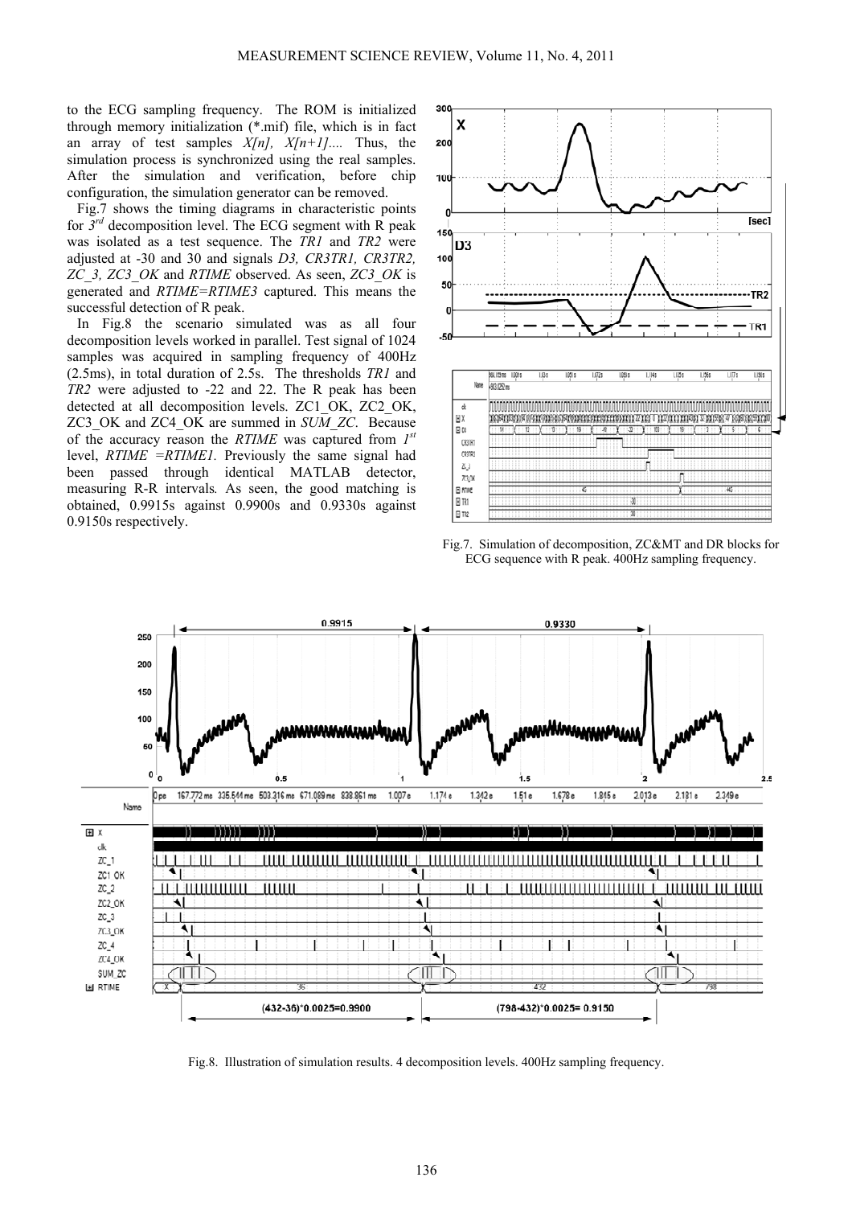to the ECG sampling frequency. The ROM is initialized through memory initialization (*.mif) file, which is in fact an array of test samples $X[n]$, $X[n+1]$.... Thus, the simulation process is synchronized using the real samples. After the simulation and verification, before chip configuration, the simulation generator can be removed.

Fig.7 shows the timing diagrams in characteristic points for $3^{rd}$ decomposition level. The ECG segment with R peak was isolated as a test sequence. The *TR1* and *TR2* were adjusted at -30 and 30 and signals *D3, CR3TR1, CR3TR2, ZC_3, ZC3_OK* and *RTIME* observed. As seen, *ZC3_OK* is generated and *RTIME=RTIME3* captured. This means the successful detection of R peak.

In Fig.8 the scenario simulated was as all four decomposition levels worked in parallel. Test signal of 1024 samples was acquired in sampling frequency of 400Hz (2.5ms), in total duration of 2.5s. The thresholds *TR1* and *TR2* were adjusted to -22 and 22. The R peak has been detected at all decomposition levels. ZC1_OK, ZC2_OK, ZC3_OK and ZC4_OK are summed in *SUM_ZC*. Because of the accuracy reason the *RTIME* was captured from $1^{st}$ level, *RTIME =RTIME1*. Previously the same signal had been passed through identical MATLAB detector, measuring R-R intervals. As seen, the good matching is obtained, 0.9915s against 0.9900s and 0.9330s against 0.9150s respectively.

Fig.7. Simulation of decomposition, ZC&MT and DR blocks for ECG sequence with R peak. 400Hz sampling frequency.

Fig.8. Illustration of simulation results. 4 decomposition levels. 400Hz sampling frequency.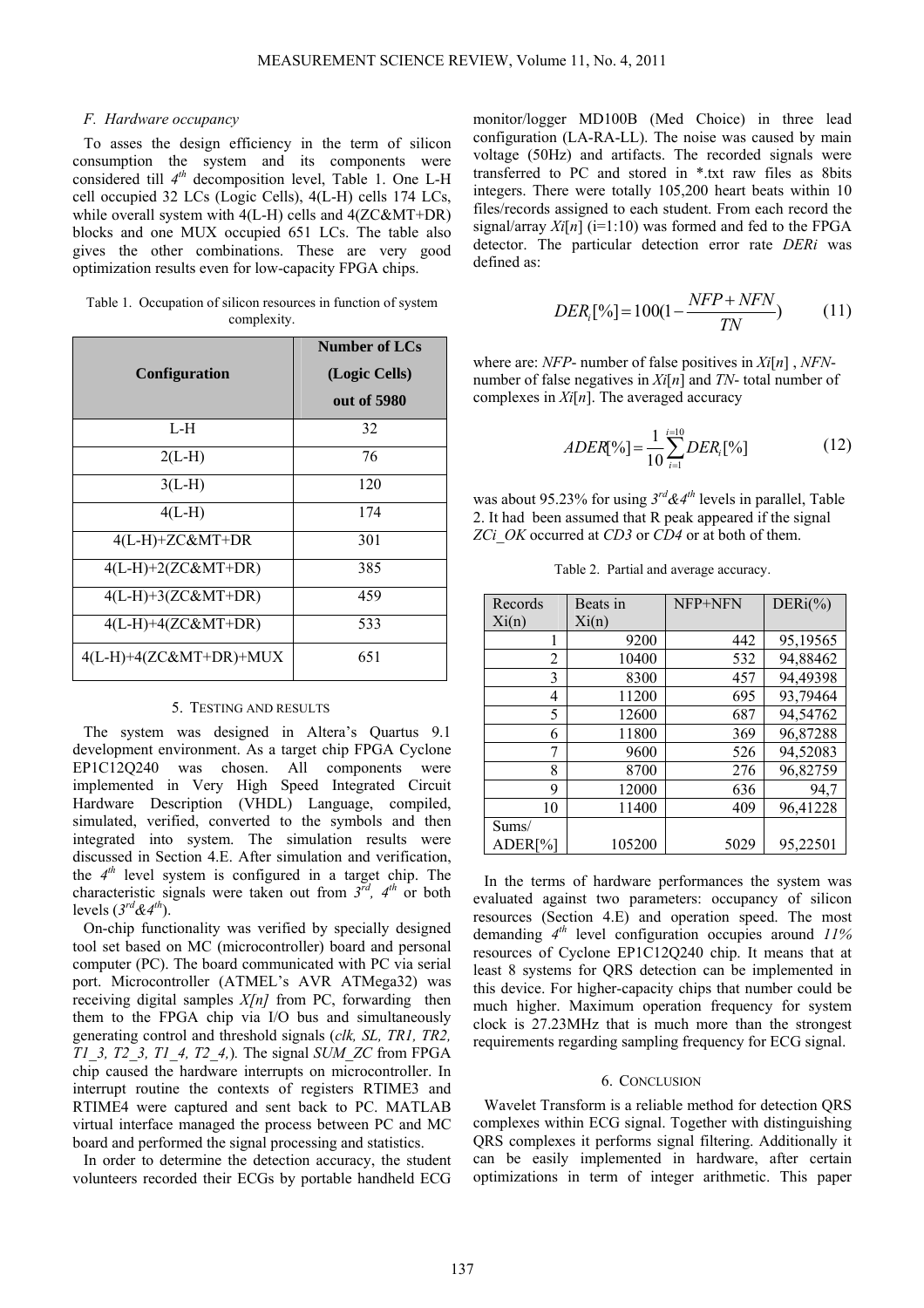### F. Hardware occupancy

To asses the design efficiency in the term of silicon consumption the system and its components were considered till $4^{th}$ decomposition level, Table 1. One L-H cell occupied 32 LCs (Logic Cells), 4(L-H) cells 174 LCs, while overall system with 4(L-H) cells and 4(ZC&MT+DR) blocks and one MUX occupied 651 LCs. The table also gives the other combinations. These are very good optimization results even for low-capacity FPGA chips.

Table 1. Occupation of silicon resources in function of system complexity.

| Configuration | Number of LCs (Logic Cells) out of 5980 |
|---|---|
| L-H | 32 |
| 2(L-H) | 76 |
| 3(L-H) | 120 |
| 4(L-H) | 174 |
| 4(L-H)+ZC&MT+DR | 301 |
| 4(L-H)+2(ZC&MT+DR) | 385 |
| 4(L-H)+3(ZC&MT+DR) | 459 |
| 4(L-H)+4(ZC&MT+DR) | 533 |
| 4(L-H)+4(ZC&MT+DR)+MUX | 651 |

## 5. Testing and results

The system was designed in Altera's Quartus 9.1 development environment. As a target chip FPGA Cyclone EP1C12Q240 was chosen. All components were implemented in Very High Speed Integrated Circuit Hardware Description (VHDL) Language, compiled, simulated, verified, converted to the symbols and then integrated into system. The simulation results were discussed in Section 4.E. After simulation and verification, the $4^{th}$ level system is configured in a target chip. The characteristic signals were taken out from $3^{rd}$, $4^{th}$ or both levels ($3^{rd}$&$4^{th}$).

On-chip functionality was verified by specially designed tool set based on MC (microcontroller) board and personal computer (PC). The board communicated with PC via serial port. Microcontroller (ATMEL's AVR ATMega32) was receiving digital samples *X[n]* from PC, forwarding then them to the FPGA chip via I/O bus and simultaneously generating control and threshold signals (*clk, SL, TR1, TR2, T1_3, T2_3, T1_4, T2_4,*). The signal *SUM_ZC* from FPGA chip caused the hardware interrupts on microcontroller. In interrupt routine the contexts of registers RTIME3 and RTIME4 were captured and sent back to PC. MATLAB virtual interface managed the process between PC and MC board and performed the signal processing and statistics.

In order to determine the detection accuracy, the student volunteers recorded their ECGs by portable handheld ECG monitor/logger MD100B (Med Choice) in three lead configuration (LA-RA-LL). The noise was caused by main voltage (50Hz) and artifacts. The recorded signals were transferred to PC and stored in *.txt raw files as 8bits integers. There were totally 105,200 heart beats within 10 files/records assigned to each student. From each record the signal/array $Xi[n]$ (i=1:10) was formed and fed to the FPGA detector. The particular detection error rate *DERi* was defined as:

$$DER_i[\%] = 100(1 - \frac{NFP + NFN}{TN}) \tag{11}$$

where are: *NFP*- number of false positives in $Xi[n]$ , *NFN*- number of false negatives in $Xi[n]$ and *TN*- total number of complexes in $Xi[n]$. The averaged accuracy

$$ADER[\%] = \frac{1}{10}\sum_{i=1}^{i=10} DER_i[\%] \tag{12}$$

was about 95.23% for using $3^{rd}$&$4^{th}$ levels in parallel, Table 2. It had been assumed that R peak appeared if the signal *ZCi_OK* occurred at *CD3* or *CD4* or at both of them.

Table 2. Partial and average accuracy.

| Records Xi(n) | Beats in Xi(n) | NFP+NFN | DERi(%) |
|---|---|---|---|
| 1 | 9200 | 442 | 95,19565 |
| 2 | 10400 | 532 | 94,88462 |
| 3 | 8300 | 457 | 94,49398 |
| 4 | 11200 | 695 | 93,79464 |
| 5 | 12600 | 687 | 94,54762 |
| 6 | 11800 | 369 | 96,87288 |
| 7 | 9600 | 526 | 94,52083 |
| 8 | 8700 | 276 | 96,82759 |
| 9 | 12000 | 636 | 94,7 |
| 10 | 11400 | 409 | 96,41228 |
| Sums/ ADER[%] | 105200 | 5029 | 95,22501 |

In the terms of hardware performances the system was evaluated against two parameters: occupancy of silicon resources (Section 4.E) and operation speed. The most demanding $4^{th}$ level configuration occupies around *11%* resources of Cyclone EP1C12Q240 chip. It means that at least 8 systems for QRS detection can be implemented in this device. For higher-capacity chips that number could be much higher. Maximum operation frequency for system clock is 27.23MHz that is much more than the strongest requirements regarding sampling frequency for ECG signal.

## 6. Conclusion

Wavelet Transform is a reliable method for detection QRS complexes within ECG signal. Together with distinguishing QRS complexes it performs signal filtering. Additionally it can be easily implemented in hardware, after certain optimizations in term of integer arithmetic. This paper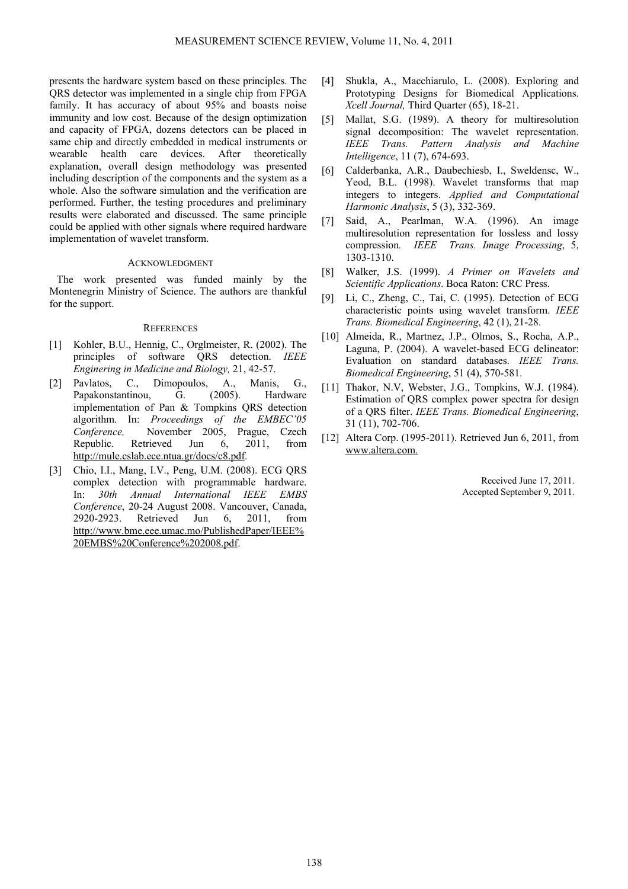presents the hardware system based on these principles. The QRS detector was implemented in a single chip from FPGA family. It has accuracy of about 95% and boasts noise immunity and low cost. Because of the design optimization and capacity of FPGA, dozens detectors can be placed in same chip and directly embedded in medical instruments or wearable health care devices. After theoretically explanation, overall design methodology was presented including description of the components and the system as a whole. Also the software simulation and the verification are performed. Further, the testing procedures and preliminary results were elaborated and discussed. The same principle could be applied with other signals where required hardware implementation of wavelet transform.

## ACKNOWLEDGMENT

The work presented was funded mainly by the Montenegrin Ministry of Science. The authors are thankful for the support.

## REFERENCES

[1] Kohler, B.U., Hennig, C., Orglmeister, R. (2002). The principles of software QRS detection. *IEEE Enginering in Medicine and Biology,* 21, 42-57.

[2] Pavlatos, C., Dimopoulos, A., Manis, G., Papakonstantinou, G. (2005). Hardware implementation of Pan & Tompkins QRS detection algorithm. In: *Proceedings of the EMBEC'05 Conference,* November 2005, Prague, Czech Republic. Retrieved Jun 6, 2011, from http://mule.cslab.ece.ntua.gr/docs/c8.pdf.

[3] Chio, I.I., Mang, I.V., Peng, U.M. (2008). ECG QRS complex detection with programmable hardware. In: *30th Annual International IEEE EMBS Conference*, 20-24 August 2008. Vancouver, Canada, 2920-2923. Retrieved Jun 6, 2011, from http://www.bme.eee.umac.mo/PublishedPaper/IEEE%20EMBS%20Conference%202008.pdf.

[4] Shukla, A., Macchiarulo, L. (2008). Exploring and Prototyping Designs for Biomedical Applications. *Xcell Journal,* Third Quarter (65), 18-21.

[5] Mallat, S.G. (1989). A theory for multiresolution signal decomposition: The wavelet representation. *IEEE Trans. Pattern Analysis and Machine Intelligence*, 11 (7), 674-693.

[6] Calderbanka, A.R., Daubechiesb, I., Sweldensc, W., Yeod, B.L. (1998). Wavelet transforms that map integers to integers. *Applied and Computational Harmonic Analysis*, 5 (3), 332-369.

[7] Said, A., Pearlman, W.A. (1996). An image multiresolution representation for lossless and lossy compression. *IEEE Trans. Image Processing*, 5, 1303-1310.

[8] Walker, J.S. (1999). *A Primer on Wavelets and Scientific Applications*. Boca Raton: CRC Press.

[9] Li, C., Zheng, C., Tai, C. (1995). Detection of ECG characteristic points using wavelet transform. *IEEE Trans. Biomedical Engineering*, 42 (1), 21-28.

[10] Almeida, R., Martnez, J.P., Olmos, S., Rocha, A.P., Laguna, P. (2004). A wavelet-based ECG delineator: Evaluation on standard databases. *IEEE Trans. Biomedical Engineering*, 51 (4), 570-581.

[11] Thakor, N.V, Webster, J.G., Tompkins, W.J. (1984). Estimation of QRS complex power spectra for design of a QRS filter. *IEEE Trans. Biomedical Engineering*, 31 (11), 702-706.

[12] Altera Corp. (1995-2011). Retrieved Jun 6, 2011, from www.altera.com.

Received June 17, 2011.
Accepted September 9, 2011.